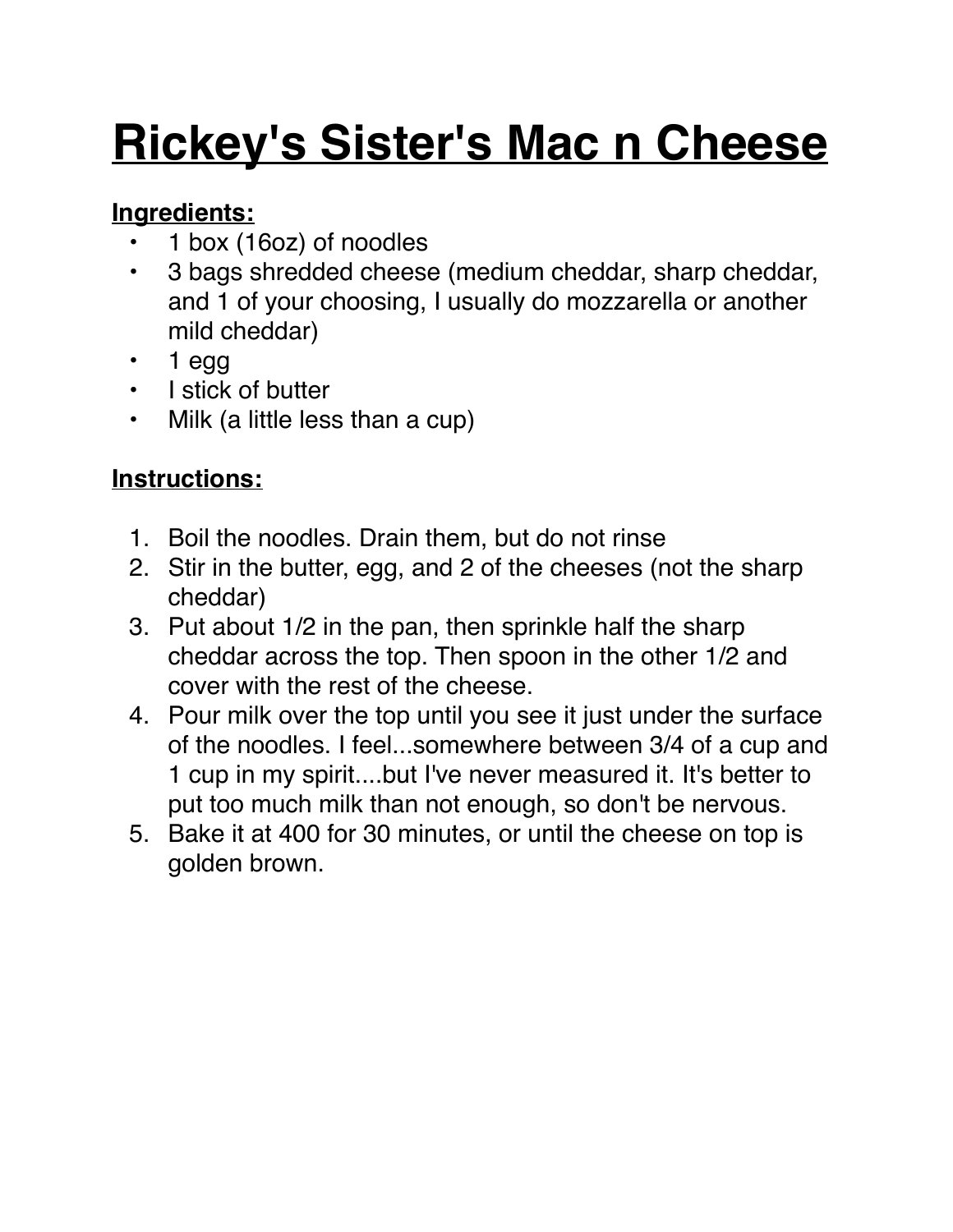# Rickey's Sister's Mac n Cheese

**Ingredients:**

- 1 box (16oz) of noodles
- 3 bags shredded cheese (medium cheddar, sharp cheddar, and 1 of your choosing, I usually do mozzarella or another mild cheddar)
- 1 egg
- I stick of butter
- Milk (a little less than a cup)

**Instructions:**

1. Boil the noodles. Drain them, but do not rinse
2. Stir in the butter, egg, and 2 of the cheeses (not the sharp cheddar)
3. Put about 1/2 in the pan, then sprinkle half the sharp cheddar across the top. Then spoon in the other 1/2 and cover with the rest of the cheese.
4. Pour milk over the top until you see it just under the surface of the noodles. I feel...somewhere between 3/4 of a cup and 1 cup in my spirit....but I've never measured it. It's better to put too much milk than not enough, so don't be nervous.
5. Bake it at 400 for 30 minutes, or until the cheese on top is golden brown.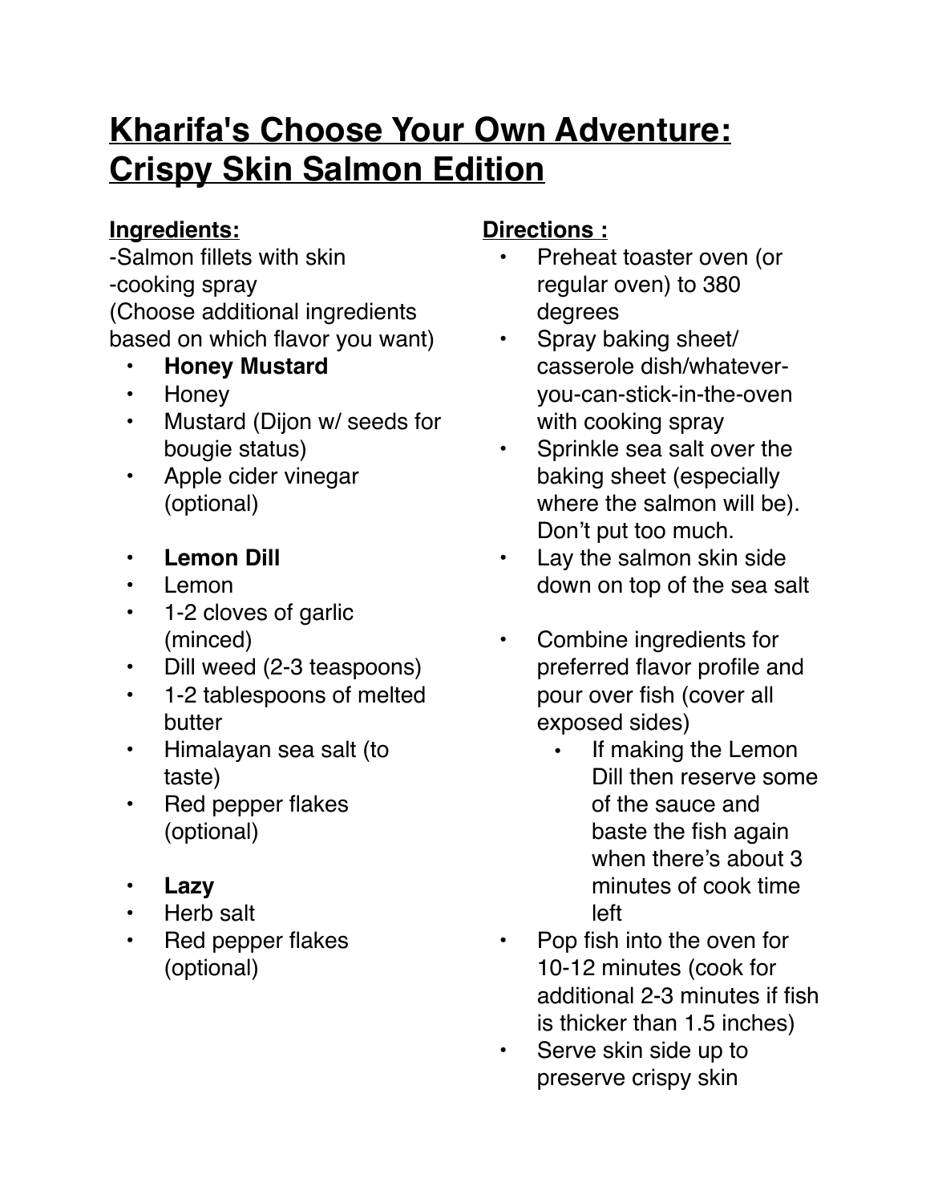# Kharifa's Choose Your Own Adventure: Crispy Skin Salmon Edition

## Ingredients:

-Salmon fillets with skin
-cooking spray
(Choose additional ingredients based on which flavor you want)

- **Honey Mustard**
- Honey
- Mustard (Dijon w/ seeds for bougie status)
- Apple cider vinegar (optional)

- **Lemon Dill**
- Lemon
- 1-2 cloves of garlic (minced)
- Dill weed (2-3 teaspoons)
- 1-2 tablespoons of melted butter
- Himalayan sea salt (to taste)
- Red pepper flakes (optional)

- **Lazy**
- Herb salt
- Red pepper flakes (optional)

## Directions :

- Preheat toaster oven (or regular oven) to 380 degrees
- Spray baking sheet/ casserole dish/whatever-you-can-stick-in-the-oven with cooking spray
- Sprinkle sea salt over the baking sheet (especially where the salmon will be). Don't put too much.
- Lay the salmon skin side down on top of the sea salt

- Combine ingredients for preferred flavor profile and pour over fish (cover all exposed sides)
  - If making the Lemon Dill then reserve some of the sauce and baste the fish again when there's about 3 minutes of cook time left
- Pop fish into the oven for 10-12 minutes (cook for additional 2-3 minutes if fish is thicker than 1.5 inches)
- Serve skin side up to preserve crispy skin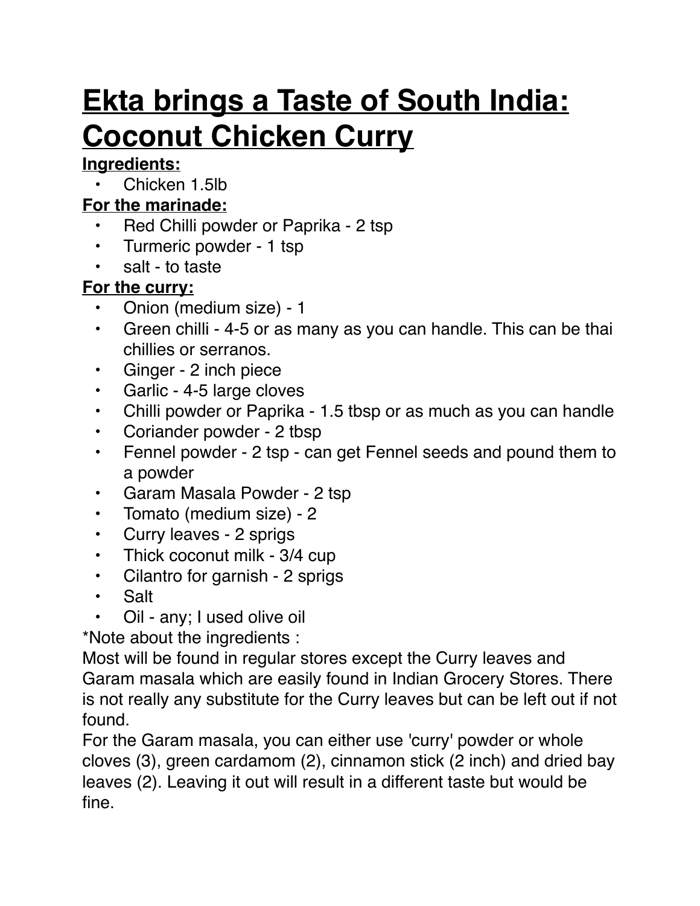# Ekta brings a Taste of South India: Coconut Chicken Curry

**Ingredients:**

- Chicken 1.5lb

**For the marinade:**

- Red Chilli powder or Paprika - 2 tsp
- Turmeric powder - 1 tsp
- salt - to taste

**For the curry:**

- Onion (medium size) - 1
- Green chilli - 4-5 or as many as you can handle. This can be thai chillies or serranos.
- Ginger - 2 inch piece
- Garlic - 4-5 large cloves
- Chilli powder or Paprika - 1.5 tbsp or as much as you can handle
- Coriander powder - 2 tbsp
- Fennel powder - 2 tsp - can get Fennel seeds and pound them to a powder
- Garam Masala Powder - 2 tsp
- Tomato (medium size) - 2
- Curry leaves - 2 sprigs
- Thick coconut milk - 3/4 cup
- Cilantro for garnish - 2 sprigs
- Salt
- Oil - any; I used olive oil

*Note about the ingredients :

Most will be found in regular stores except the Curry leaves and Garam masala which are easily found in Indian Grocery Stores. There is not really any substitute for the Curry leaves but can be left out if not found.

For the Garam masala, you can either use 'curry' powder or whole cloves (3), green cardamom (2), cinnamon stick (2 inch) and dried bay leaves (2). Leaving it out will result in a different taste but would be fine.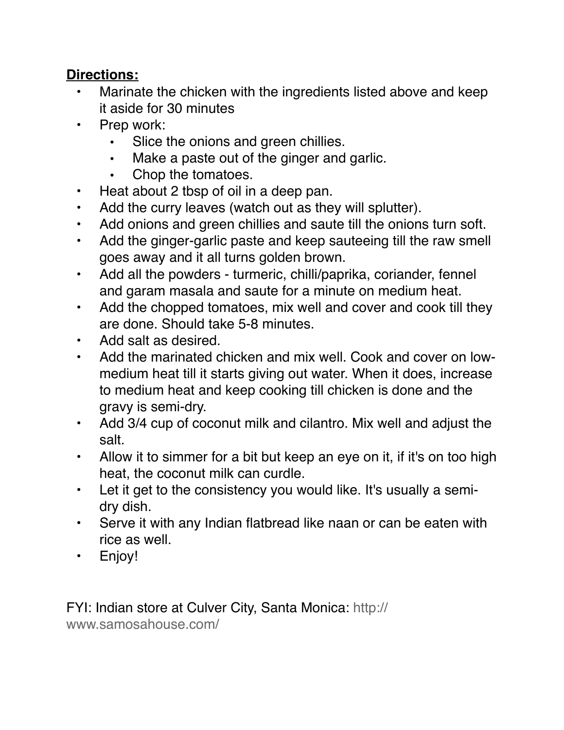**<u>Directions:</u>**

- Marinate the chicken with the ingredients listed above and keep it aside for 30 minutes
- Prep work:
    - Slice the onions and green chillies.
    - Make a paste out of the ginger and garlic.
    - Chop the tomatoes.
- Heat about 2 tbsp of oil in a deep pan.
- Add the curry leaves (watch out as they will splutter).
- Add onions and green chillies and saute till the onions turn soft.
- Add the ginger-garlic paste and keep sauteeing till the raw smell goes away and it all turns golden brown.
- Add all the powders - turmeric, chilli/paprika, coriander, fennel and garam masala and saute for a minute on medium heat.
- Add the chopped tomatoes, mix well and cover and cook till they are done. Should take 5-8 minutes.
- Add salt as desired.
- Add the marinated chicken and mix well. Cook and cover on low-medium heat till it starts giving out water. When it does, increase to medium heat and keep cooking till chicken is done and the gravy is semi-dry.
- Add 3/4 cup of coconut milk and cilantro. Mix well and adjust the salt.
- Allow it to simmer for a bit but keep an eye on it, if it's on too high heat, the coconut milk can curdle.
- Let it get to the consistency you would like. It's usually a semi-dry dish.
- Serve it with any Indian flatbread like naan or can be eaten with rice as well.
- Enjoy!

FYI: Indian store at Culver City, Santa Monica: http://www.samosahouse.com/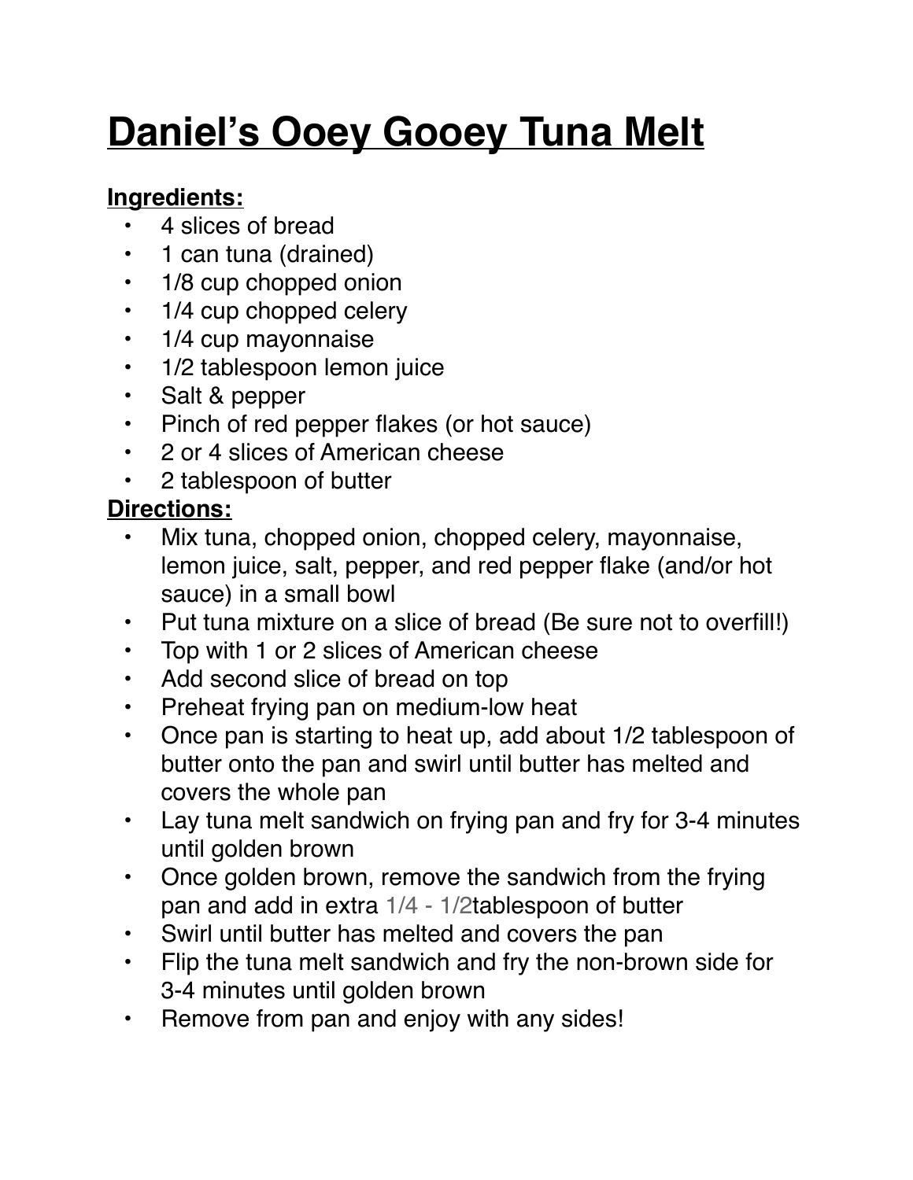# Daniel's Ooey Gooey Tuna Melt

**Ingredients:**

- 4 slices of bread
- 1 can tuna (drained)
- 1/8 cup chopped onion
- 1/4 cup chopped celery
- 1/4 cup mayonnaise
- 1/2 tablespoon lemon juice
- Salt & pepper
- Pinch of red pepper flakes (or hot sauce)
- 2 or 4 slices of American cheese
- 2 tablespoon of butter

**Directions:**

- Mix tuna, chopped onion, chopped celery, mayonnaise, lemon juice, salt, pepper, and red pepper flake (and/or hot sauce) in a small bowl
- Put tuna mixture on a slice of bread (Be sure not to overfill!)
- Top with 1 or 2 slices of American cheese
- Add second slice of bread on top
- Preheat frying pan on medium-low heat
- Once pan is starting to heat up, add about 1/2 tablespoon of butter onto the pan and swirl until butter has melted and covers the whole pan
- Lay tuna melt sandwich on frying pan and fry for 3-4 minutes until golden brown
- Once golden brown, remove the sandwich from the frying pan and add in extra 1/4 - 1/2tablespoon of butter
- Swirl until butter has melted and covers the pan
- Flip the tuna melt sandwich and fry the non-brown side for 3-4 minutes until golden brown
- Remove from pan and enjoy with any sides!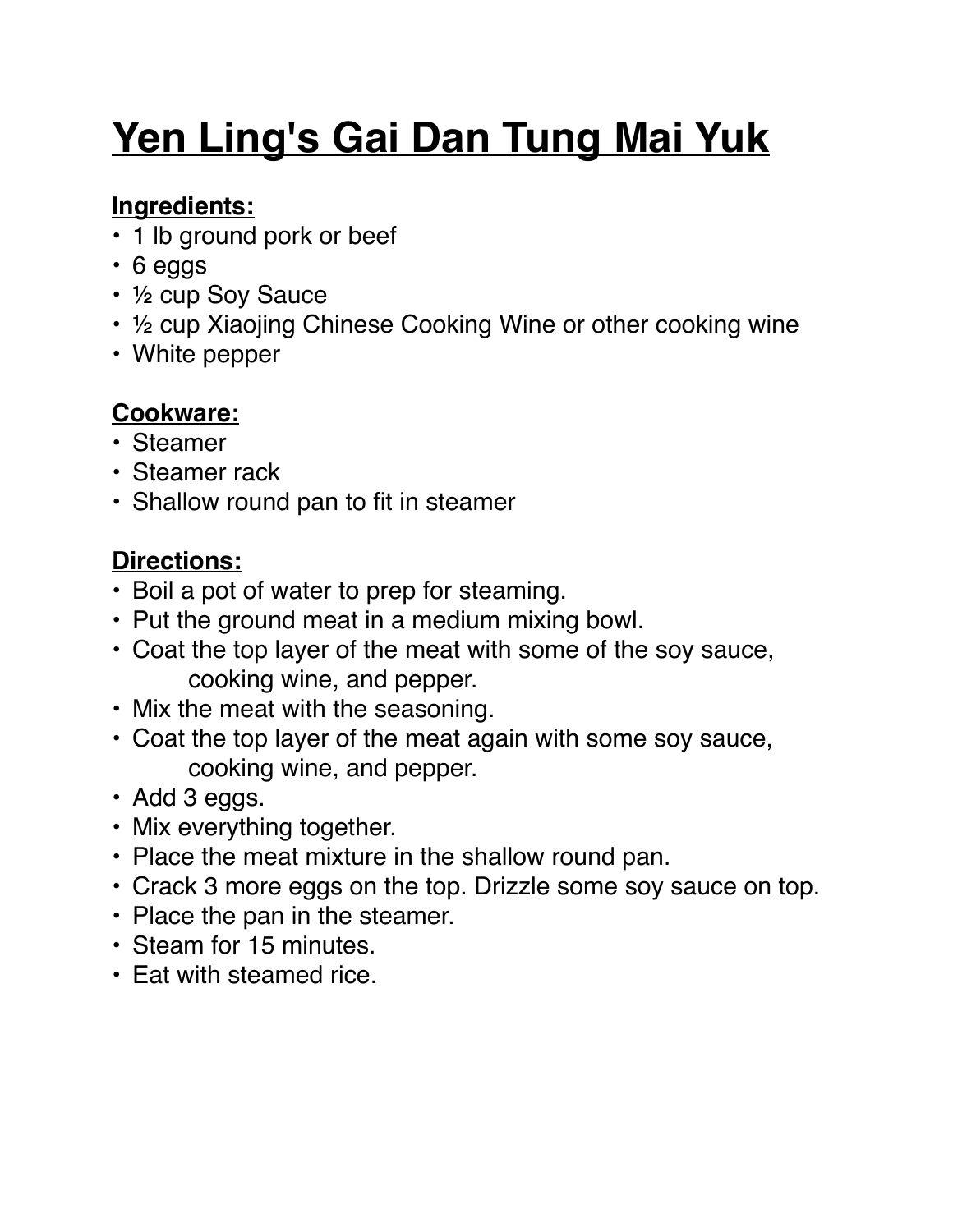# Yen Ling's Gai Dan Tung Mai Yuk

**Ingredients:**

- 1 lb ground pork or beef
- 6 eggs
- ½ cup Soy Sauce
- ½ cup Xiaojing Chinese Cooking Wine or other cooking wine
- White pepper

**Cookware:**

- Steamer
- Steamer rack
- Shallow round pan to fit in steamer

**Directions:**

- Boil a pot of water to prep for steaming.
- Put the ground meat in a medium mixing bowl.
- Coat the top layer of the meat with some of the soy sauce, cooking wine, and pepper.
- Mix the meat with the seasoning.
- Coat the top layer of the meat again with some soy sauce, cooking wine, and pepper.
- Add 3 eggs.
- Mix everything together.
- Place the meat mixture in the shallow round pan.
- Crack 3 more eggs on the top. Drizzle some soy sauce on top.
- Place the pan in the steamer.
- Steam for 15 minutes.
- Eat with steamed rice.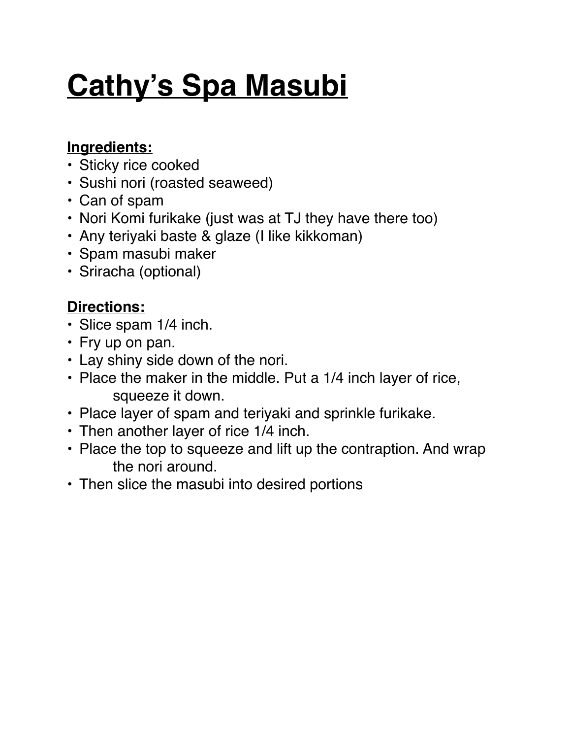# Cathy's Spa Masubi

**Ingredients:**

- Sticky rice cooked
- Sushi nori (roasted seaweed)
- Can of spam
- Nori Komi furikake (just was at TJ they have there too)
- Any teriyaki baste & glaze (I like kikkoman)
- Spam masubi maker
- Sriracha (optional)

**Directions:**

- Slice spam 1/4 inch.
- Fry up on pan.
- Lay shiny side down of the nori.
- Place the maker in the middle. Put a 1/4 inch layer of rice, squeeze it down.
- Place layer of spam and teriyaki and sprinkle furikake.
- Then another layer of rice 1/4 inch.
- Place the top to squeeze and lift up the contraption. And wrap the nori around.
- Then slice the masubi into desired portions